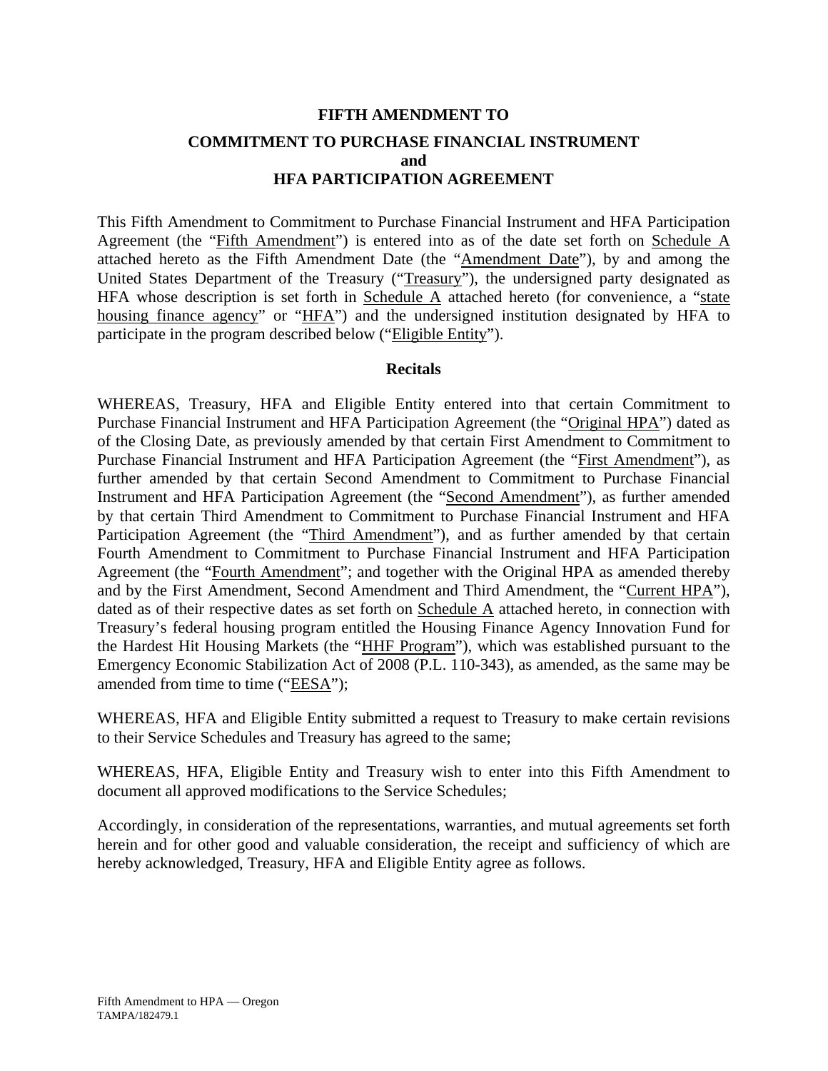**FIFTH AMENDMENT TO**

**COMMITMENT TO PURCHASE FINANCIAL INSTRUMENT and HFA PARTICIPATION AGREEMENT**

This Fifth Amendment to Commitment to Purchase Financial Instrument and HFA Participation Agreement (the "Fifth Amendment") is entered into as of the date set forth on Schedule A attached hereto as the Fifth Amendment Date (the "Amendment Date"), by and among the United States Department of the Treasury ("Treasury"), the undersigned party designated as HFA whose description is set forth in Schedule A attached hereto (for convenience, a "state housing finance agency" or "HFA") and the undersigned institution designated by HFA to participate in the program described below ("Eligible Entity").

**Recitals**

WHEREAS, Treasury, HFA and Eligible Entity entered into that certain Commitment to Purchase Financial Instrument and HFA Participation Agreement (the "Original HPA") dated as of the Closing Date, as previously amended by that certain First Amendment to Commitment to Purchase Financial Instrument and HFA Participation Agreement (the "First Amendment"), as further amended by that certain Second Amendment to Commitment to Purchase Financial Instrument and HFA Participation Agreement (the "Second Amendment"), as further amended by that certain Third Amendment to Commitment to Purchase Financial Instrument and HFA Participation Agreement (the "Third Amendment"), and as further amended by that certain Fourth Amendment to Commitment to Purchase Financial Instrument and HFA Participation Agreement (the "Fourth Amendment"; and together with the Original HPA as amended thereby and by the First Amendment, Second Amendment and Third Amendment, the "Current HPA"), dated as of their respective dates as set forth on Schedule A attached hereto, in connection with Treasury's federal housing program entitled the Housing Finance Agency Innovation Fund for the Hardest Hit Housing Markets (the "HHF Program"), which was established pursuant to the Emergency Economic Stabilization Act of 2008 (P.L. 110-343), as amended, as the same may be amended from time to time ("EESA");

WHEREAS, HFA and Eligible Entity submitted a request to Treasury to make certain revisions to their Service Schedules and Treasury has agreed to the same;

WHEREAS, HFA, Eligible Entity and Treasury wish to enter into this Fifth Amendment to document all approved modifications to the Service Schedules;

Accordingly, in consideration of the representations, warranties, and mutual agreements set forth herein and for other good and valuable consideration, the receipt and sufficiency of which are hereby acknowledged, Treasury, HFA and Eligible Entity agree as follows.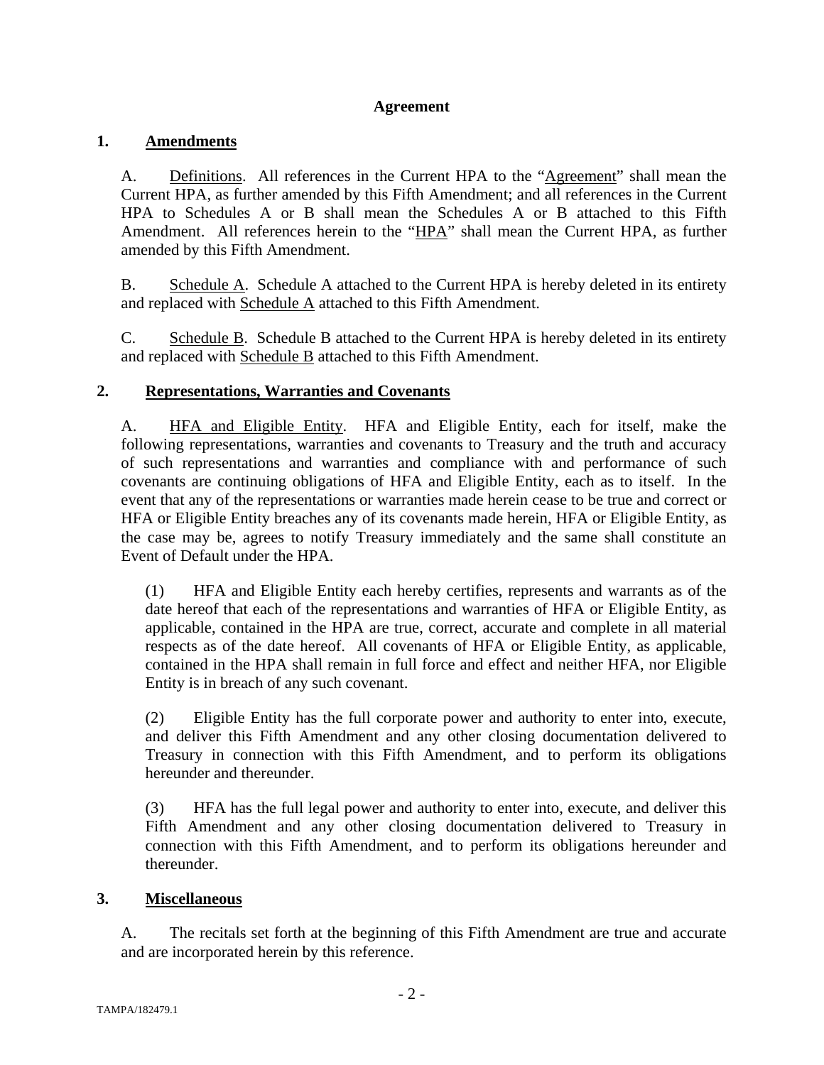**Agreement**

**1. Amendments**

A. Definitions. All references in the Current HPA to the "Agreement" shall mean the Current HPA, as further amended by this Fifth Amendment; and all references in the Current HPA to Schedules A or B shall mean the Schedules A or B attached to this Fifth Amendment. All references herein to the "HPA" shall mean the Current HPA, as further amended by this Fifth Amendment.

B. Schedule A. Schedule A attached to the Current HPA is hereby deleted in its entirety and replaced with Schedule A attached to this Fifth Amendment.

C. Schedule B. Schedule B attached to the Current HPA is hereby deleted in its entirety and replaced with Schedule B attached to this Fifth Amendment.

**2. Representations, Warranties and Covenants**

A. HFA and Eligible Entity. HFA and Eligible Entity, each for itself, make the following representations, warranties and covenants to Treasury and the truth and accuracy of such representations and warranties and compliance with and performance of such covenants are continuing obligations of HFA and Eligible Entity, each as to itself. In the event that any of the representations or warranties made herein cease to be true and correct or HFA or Eligible Entity breaches any of its covenants made herein, HFA or Eligible Entity, as the case may be, agrees to notify Treasury immediately and the same shall constitute an Event of Default under the HPA.

(1) HFA and Eligible Entity each hereby certifies, represents and warrants as of the date hereof that each of the representations and warranties of HFA or Eligible Entity, as applicable, contained in the HPA are true, correct, accurate and complete in all material respects as of the date hereof. All covenants of HFA or Eligible Entity, as applicable, contained in the HPA shall remain in full force and effect and neither HFA, nor Eligible Entity is in breach of any such covenant.

(2) Eligible Entity has the full corporate power and authority to enter into, execute, and deliver this Fifth Amendment and any other closing documentation delivered to Treasury in connection with this Fifth Amendment, and to perform its obligations hereunder and thereunder.

(3) HFA has the full legal power and authority to enter into, execute, and deliver this Fifth Amendment and any other closing documentation delivered to Treasury in connection with this Fifth Amendment, and to perform its obligations hereunder and thereunder.

**3. Miscellaneous**

A. The recitals set forth at the beginning of this Fifth Amendment are true and accurate and are incorporated herein by this reference.

TAMPA/182479.1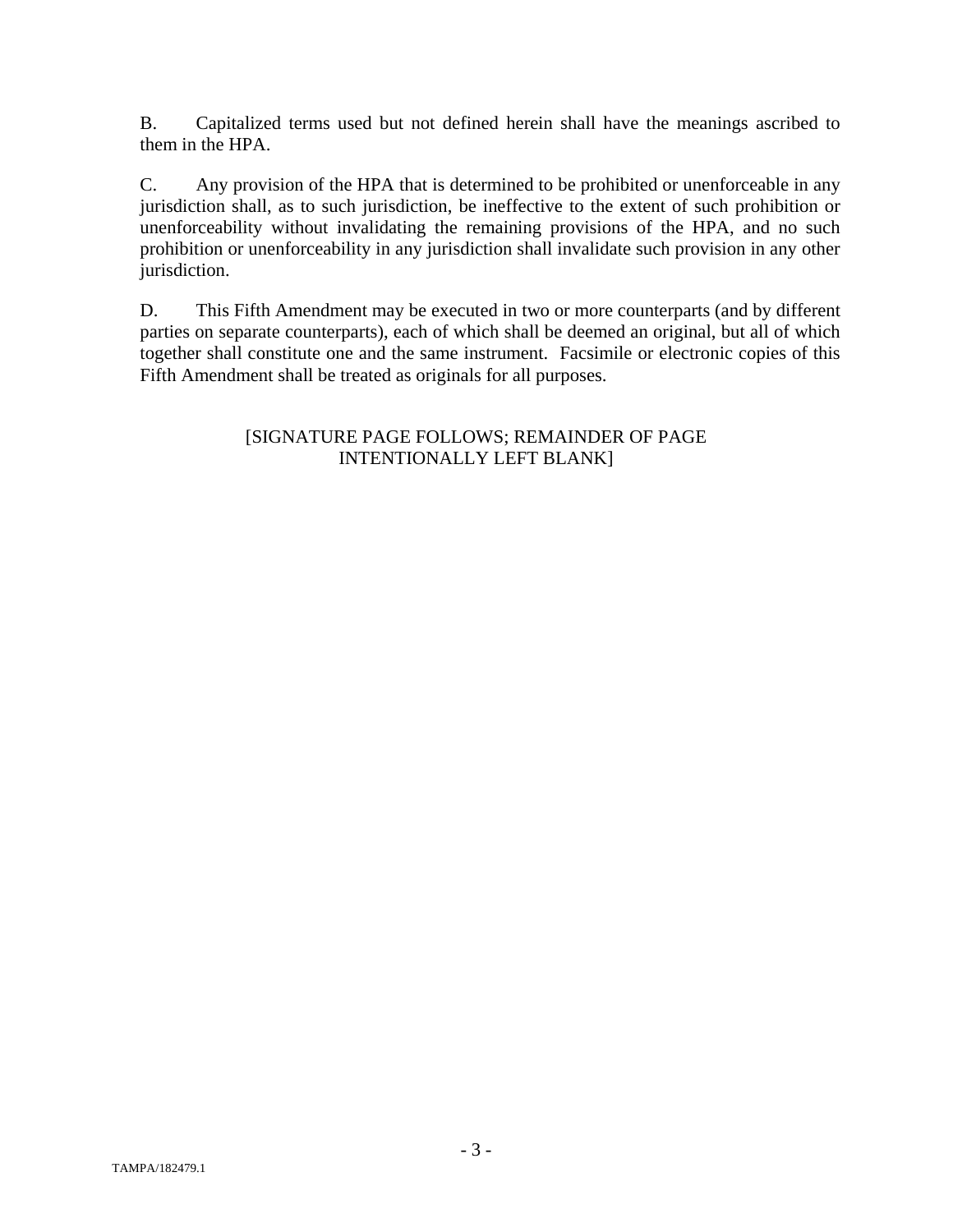B. Capitalized terms used but not defined herein shall have the meanings ascribed to them in the HPA.

C. Any provision of the HPA that is determined to be prohibited or unenforceable in any jurisdiction shall, as to such jurisdiction, be ineffective to the extent of such prohibition or unenforceability without invalidating the remaining provisions of the HPA, and no such prohibition or unenforceability in any jurisdiction shall invalidate such provision in any other jurisdiction.

D. This Fifth Amendment may be executed in two or more counterparts (and by different parties on separate counterparts), each of which shall be deemed an original, but all of which together shall constitute one and the same instrument. Facsimile or electronic copies of this Fifth Amendment shall be treated as originals for all purposes.

[SIGNATURE PAGE FOLLOWS; REMAINDER OF PAGE INTENTIONALLY LEFT BLANK]

TAMPA/182479.1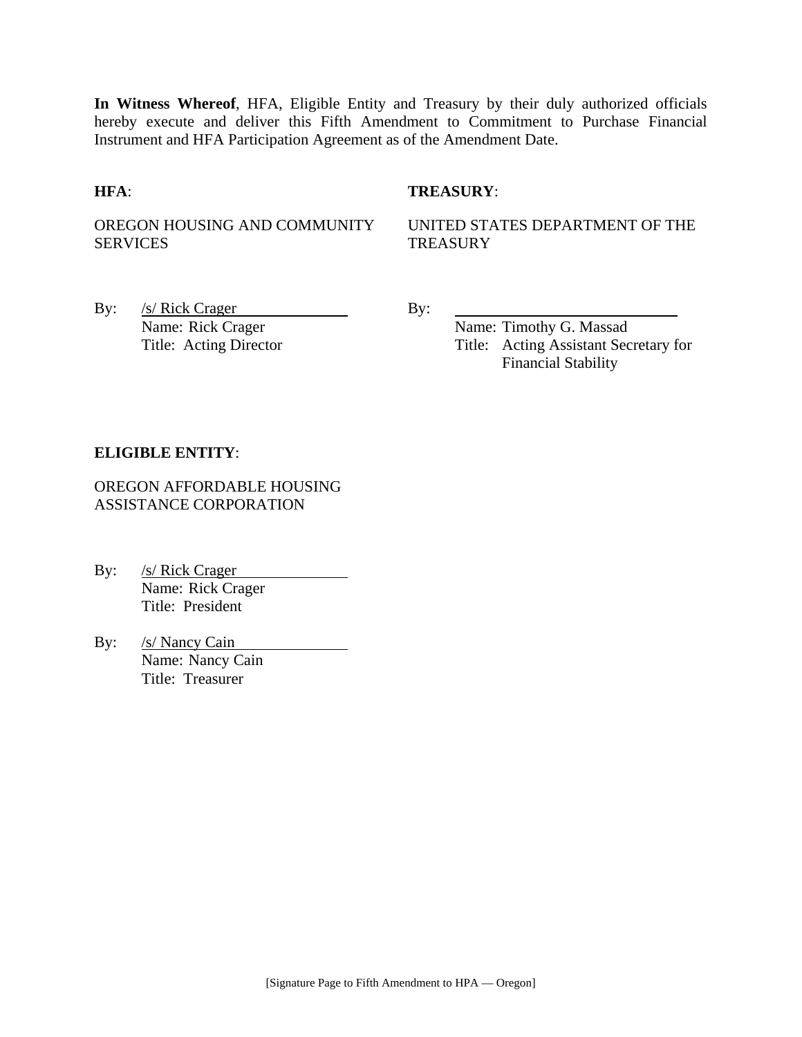**In Witness Whereof**, HFA, Eligible Entity and Treasury by their duly authorized officials hereby execute and deliver this Fifth Amendment to Commitment to Purchase Financial Instrument and HFA Participation Agreement as of the Amendment Date.

**HFA**:

OREGON HOUSING AND COMMUNITY SERVICES

By: /s/ Rick Crager
Name: Rick Crager
Title: Acting Director

**TREASURY**:

UNITED STATES DEPARTMENT OF THE TREASURY

By: \_\_\_\_\_\_\_\_\_\_\_\_\_\_\_\_\_\_\_\_\_\_\_\_\_\_
Name: Timothy G. Massad
Title: Acting Assistant Secretary for Financial Stability

**ELIGIBLE ENTITY**:

OREGON AFFORDABLE HOUSING ASSISTANCE CORPORATION

By: /s/ Rick Crager
Name: Rick Crager
Title: President

By: /s/ Nancy Cain
Name: Nancy Cain
Title: Treasurer

[Signature Page to Fifth Amendment to HPA — Oregon]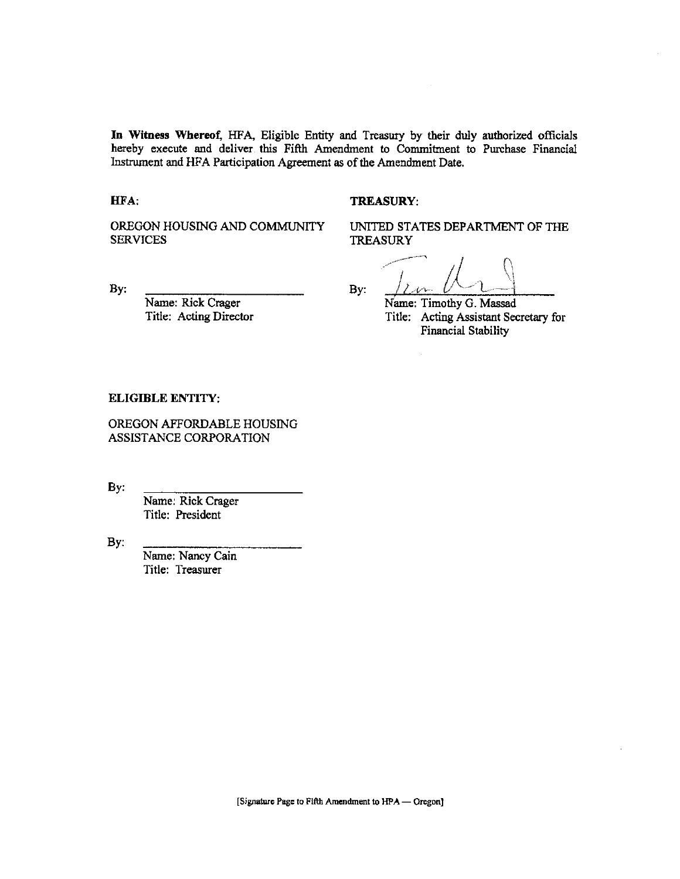**In Witness Whereof**, HFA, Eligible Entity and Treasury by their duly authorized officials hereby execute and deliver this Fifth Amendment to Commitment to Purchase Financial Instrument and HFA Participation Agreement as of the Amendment Date.

**HFA:**

OREGON HOUSING AND COMMUNITY SERVICES

By: \_\_\_\_\_\_\_\_\_\_\_\_\_\_\_\_\_\_\_\_\_\_\_\_\_
Name: Rick Crager
Title: Acting Director

**TREASURY:**

UNITED STATES DEPARTMENT OF THE TREASURY

By: \_\_\_\_\_\_\_\_\_\_\_\_\_\_\_\_\_\_\_\_\_\_\_\_\_
Name: Timothy G. Massad
Title: Acting Assistant Secretary for Financial Stability

**ELIGIBLE ENTITY:**

OREGON AFFORDABLE HOUSING ASSISTANCE CORPORATION

By: \_\_\_\_\_\_\_\_\_\_\_\_\_\_\_\_\_\_\_\_\_\_\_\_\_
Name: Rick Crager
Title: President

By: \_\_\_\_\_\_\_\_\_\_\_\_\_\_\_\_\_\_\_\_\_\_\_\_\_
Name: Nancy Cain
Title: Treasurer

[Signature Page to Fifth Amendment to HPA — Oregon]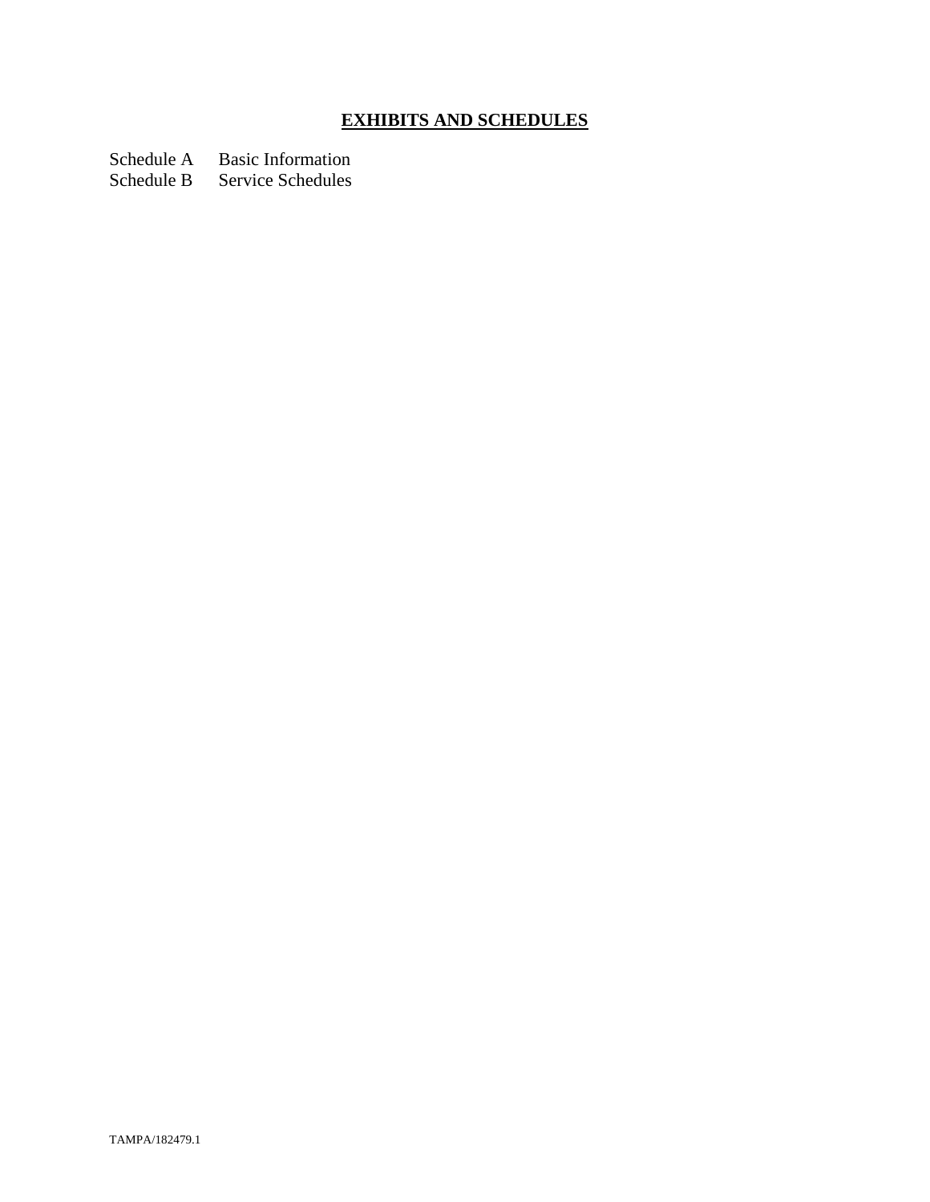# **EXHIBITS AND SCHEDULES**

Schedule A Basic Information
Schedule B Service Schedules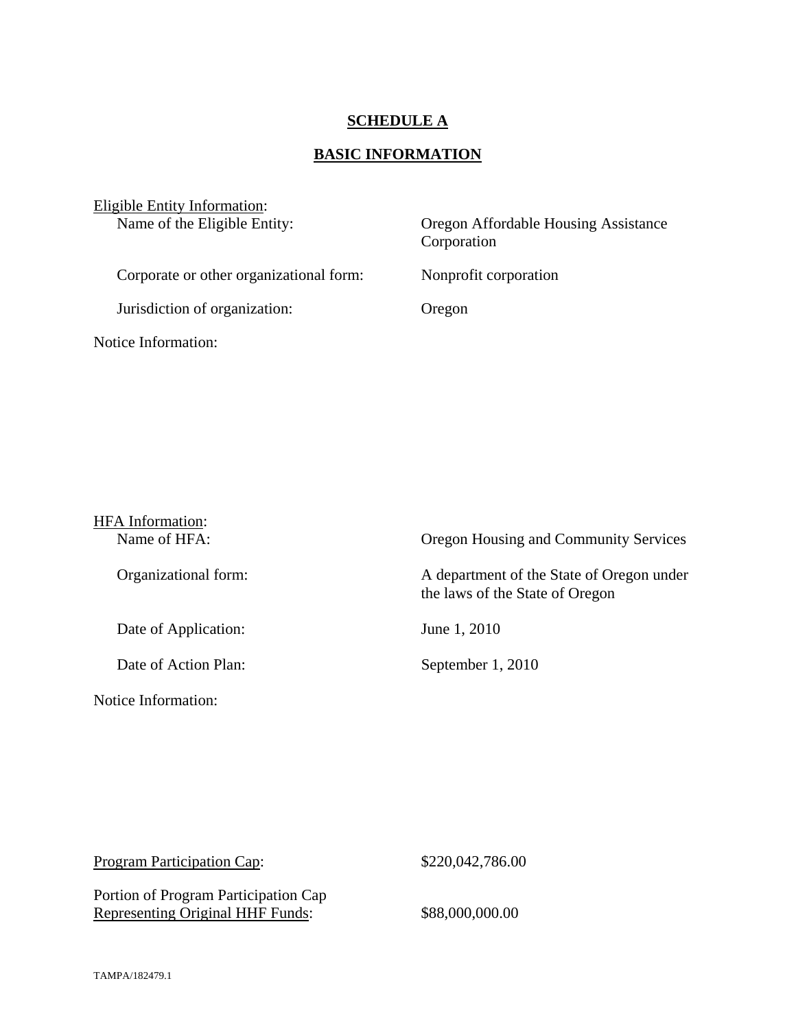**SCHEDULE A**

**BASIC INFORMATION**

Eligible Entity Information:

| | |
|---|---|
| Name of the Eligible Entity: | Oregon Affordable Housing Assistance Corporation |
| Corporate or other organizational form: | Nonprofit corporation |
| Jurisdiction of organization: | Oregon |

Notice Information:

HFA Information:

| | |
|---|---|
| Name of HFA: | Oregon Housing and Community Services |
| Organizational form: | A department of the State of Oregon under the laws of the State of Oregon |
| Date of Application: | June 1, 2010 |
| Date of Action Plan: | September 1, 2010 |

Notice Information:

| | |
|---|---|
| Program Participation Cap: | $220,042,786.00 |
| Portion of Program Participation Cap Representing Original HHF Funds: | $88,000,000.00 |

TAMPA/182479.1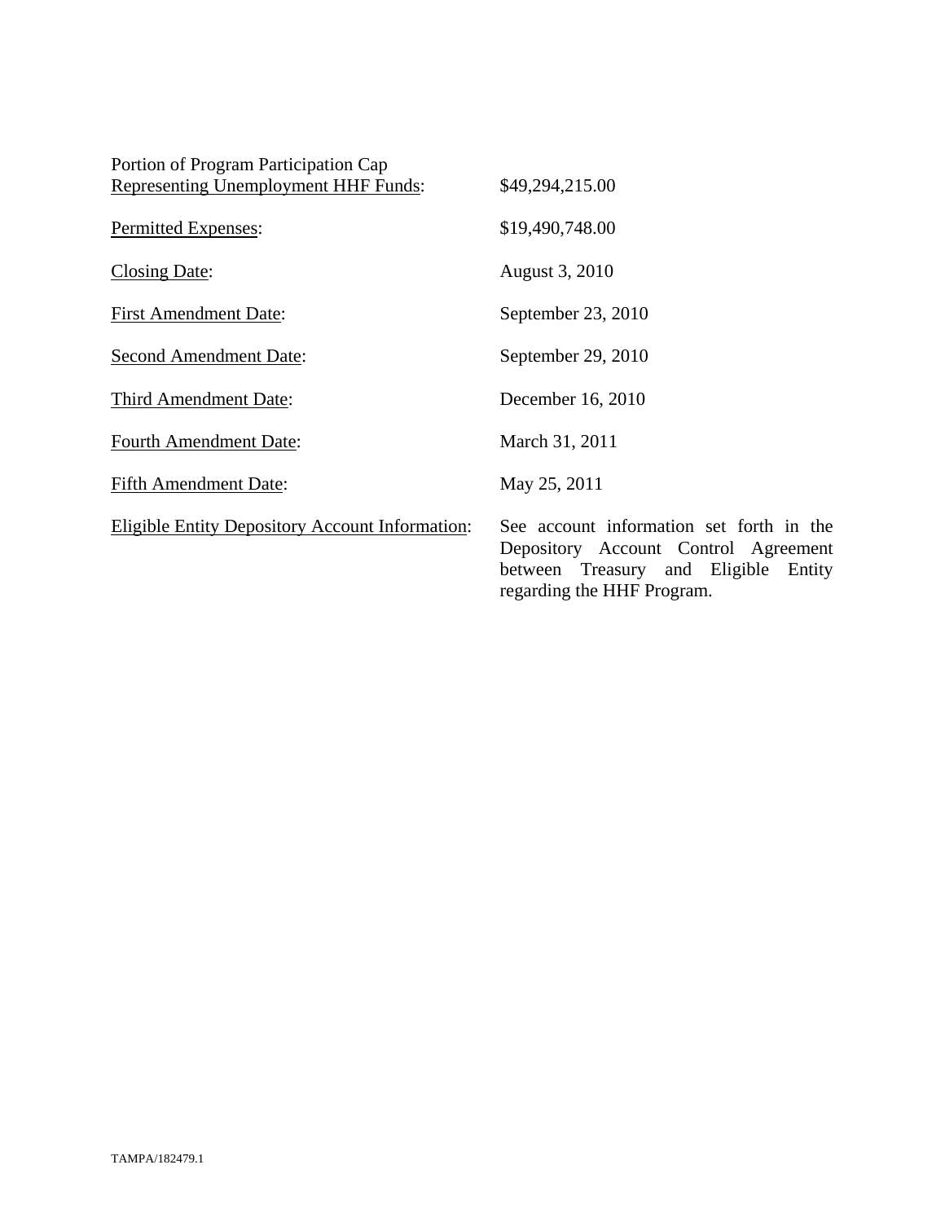| | |
|---|---|
| Portion of Program Participation Cap Representing Unemployment HHF Funds: | $49,294,215.00 |
| Permitted Expenses: | $19,490,748.00 |
| Closing Date: | August 3, 2010 |
| First Amendment Date: | September 23, 2010 |
| Second Amendment Date: | September 29, 2010 |
| Third Amendment Date: | December 16, 2010 |
| Fourth Amendment Date: | March 31, 2011 |
| Fifth Amendment Date: | May 25, 2011 |
| Eligible Entity Depository Account Information: | See account information set forth in the Depository Account Control Agreement between Treasury and Eligible Entity regarding the HHF Program. |

TAMPA/182479.1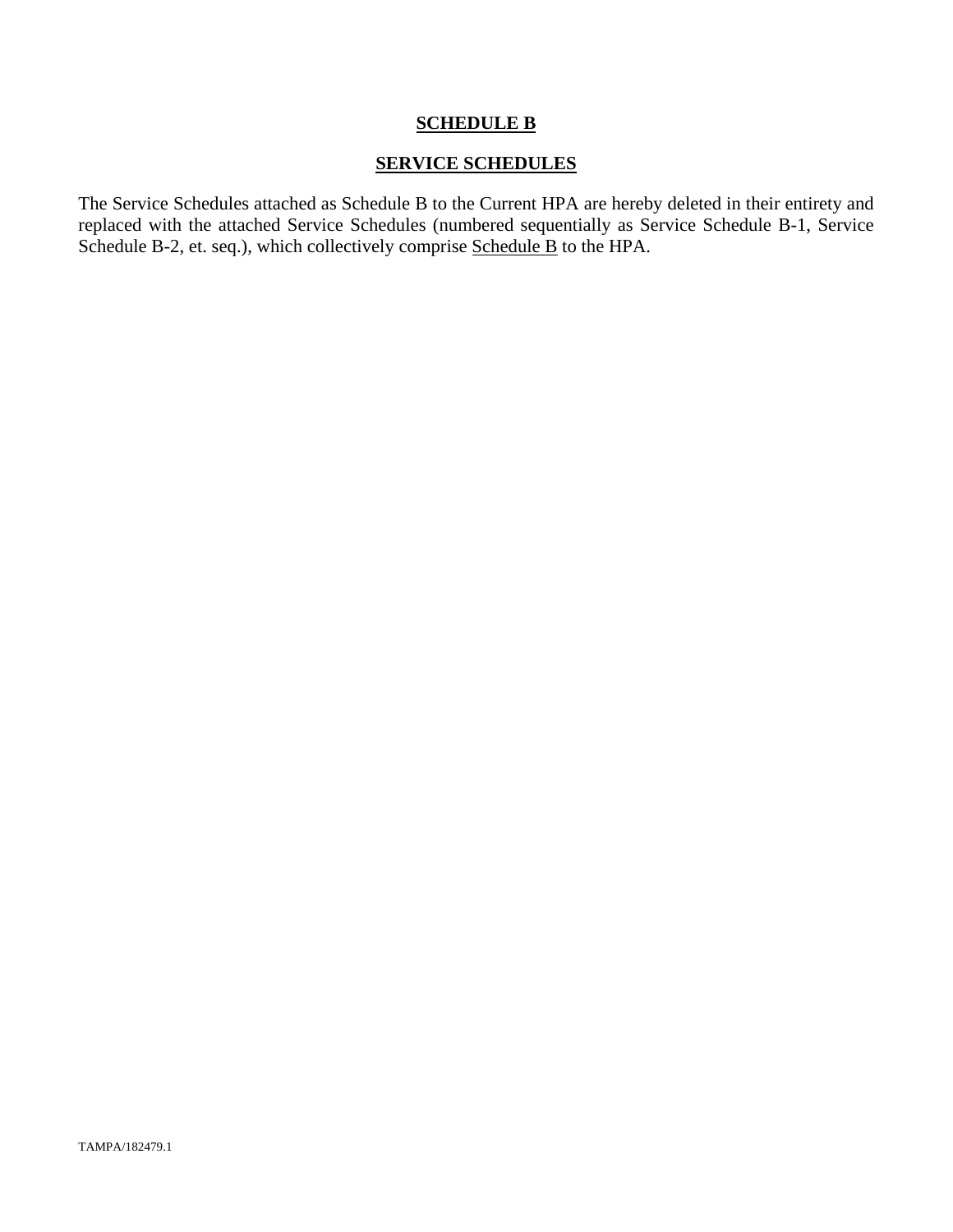# SCHEDULE B

## SERVICE SCHEDULES

The Service Schedules attached as Schedule B to the Current HPA are hereby deleted in their entirety and replaced with the attached Service Schedules (numbered sequentially as Service Schedule B-1, Service Schedule B-2, et. seq.), which collectively comprise Schedule B to the HPA.

TAMPA/182479.1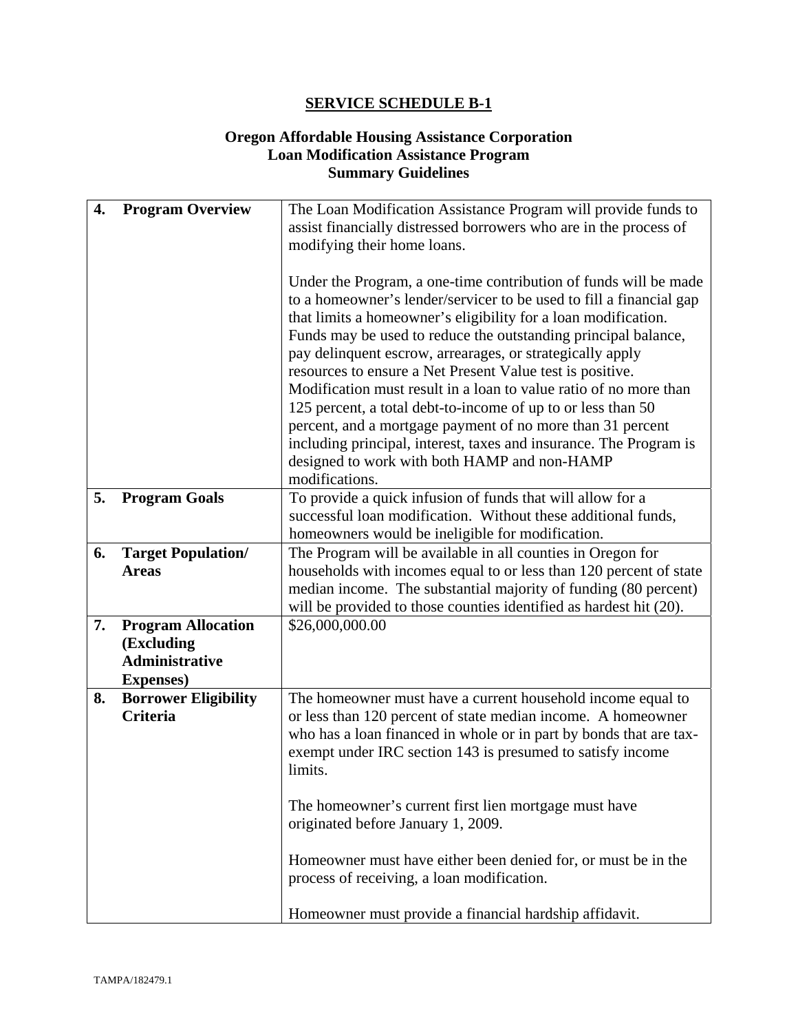# SERVICE SCHEDULE B-1

## Oregon Affordable Housing Assistance Corporation
## Loan Modification Assistance Program
## Summary Guidelines

| | | |
|---|---|---|
| **4.** | **Program Overview** | The Loan Modification Assistance Program will provide funds to assist financially distressed borrowers who are in the process of modifying their home loans.<br><br>Under the Program, a one-time contribution of funds will be made to a homeowner's lender/servicer to be used to fill a financial gap that limits a homeowner's eligibility for a loan modification. Funds may be used to reduce the outstanding principal balance, pay delinquent escrow, arrearages, or strategically apply resources to ensure a Net Present Value test is positive. Modification must result in a loan to value ratio of no more than 125 percent, a total debt-to-income of up to or less than 50 percent, and a mortgage payment of no more than 31 percent including principal, interest, taxes and insurance. The Program is designed to work with both HAMP and non-HAMP modifications. |
| **5.** | **Program Goals** | To provide a quick infusion of funds that will allow for a successful loan modification. Without these additional funds, homeowners would be ineligible for modification. |
| **6.** | **Target Population/ Areas** | The Program will be available in all counties in Oregon for households with incomes equal to or less than 120 percent of state median income. The substantial majority of funding (80 percent) will be provided to those counties identified as hardest hit (20). |
| **7.** | **Program Allocation (Excluding Administrative Expenses)** | $26,000,000.00 |
| **8.** | **Borrower Eligibility Criteria** | The homeowner must have a current household income equal to or less than 120 percent of state median income. A homeowner who has a loan financed in whole or in part by bonds that are tax-exempt under IRC section 143 is presumed to satisfy income limits.<br><br>The homeowner's current first lien mortgage must have originated before January 1, 2009.<br><br>Homeowner must have either been denied for, or must be in the process of receiving, a loan modification.<br><br>Homeowner must provide a financial hardship affidavit. |

TAMPA/182479.1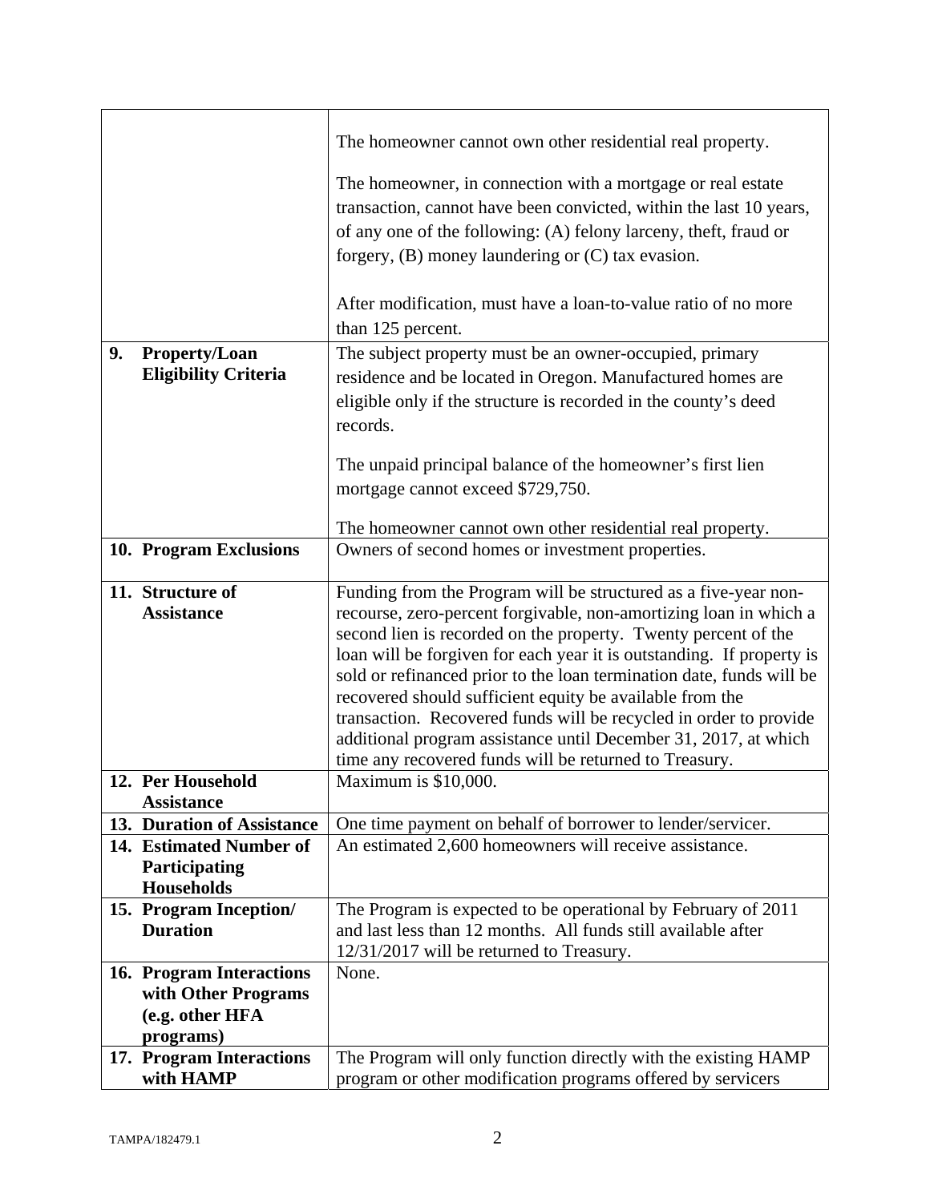| | |
|---|---|
| | The homeowner cannot own other residential real property.<br><br>The homeowner, in connection with a mortgage or real estate transaction, cannot have been convicted, within the last 10 years, of any one of the following: (A) felony larceny, theft, fraud or forgery, (B) money laundering or (C) tax evasion.<br><br>After modification, must have a loan-to-value ratio of no more than 125 percent. |
| **9. Property/Loan Eligibility Criteria** | The subject property must be an owner-occupied, primary residence and be located in Oregon. Manufactured homes are eligible only if the structure is recorded in the county's deed records.<br><br>The unpaid principal balance of the homeowner's first lien mortgage cannot exceed $729,750.<br><br>The homeowner cannot own other residential real property. |
| **10. Program Exclusions** | Owners of second homes or investment properties. |
| **11. Structure of Assistance** | Funding from the Program will be structured as a five-year non-recourse, zero-percent forgivable, non-amortizing loan in which a second lien is recorded on the property. Twenty percent of the loan will be forgiven for each year it is outstanding. If property is sold or refinanced prior to the loan termination date, funds will be recovered should sufficient equity be available from the transaction. Recovered funds will be recycled in order to provide additional program assistance until December 31, 2017, at which time any recovered funds will be returned to Treasury. |
| **12. Per Household Assistance** | Maximum is $10,000. |
| **13. Duration of Assistance** | One time payment on behalf of borrower to lender/servicer. |
| **14. Estimated Number of Participating Households** | An estimated 2,600 homeowners will receive assistance. |
| **15. Program Inception/ Duration** | The Program is expected to be operational by February of 2011 and last less than 12 months. All funds still available after 12/31/2017 will be returned to Treasury. |
| **16. Program Interactions with Other Programs (e.g. other HFA programs)** | None. |
| **17. Program Interactions with HAMP** | The Program will only function directly with the existing HAMP program or other modification programs offered by servicers |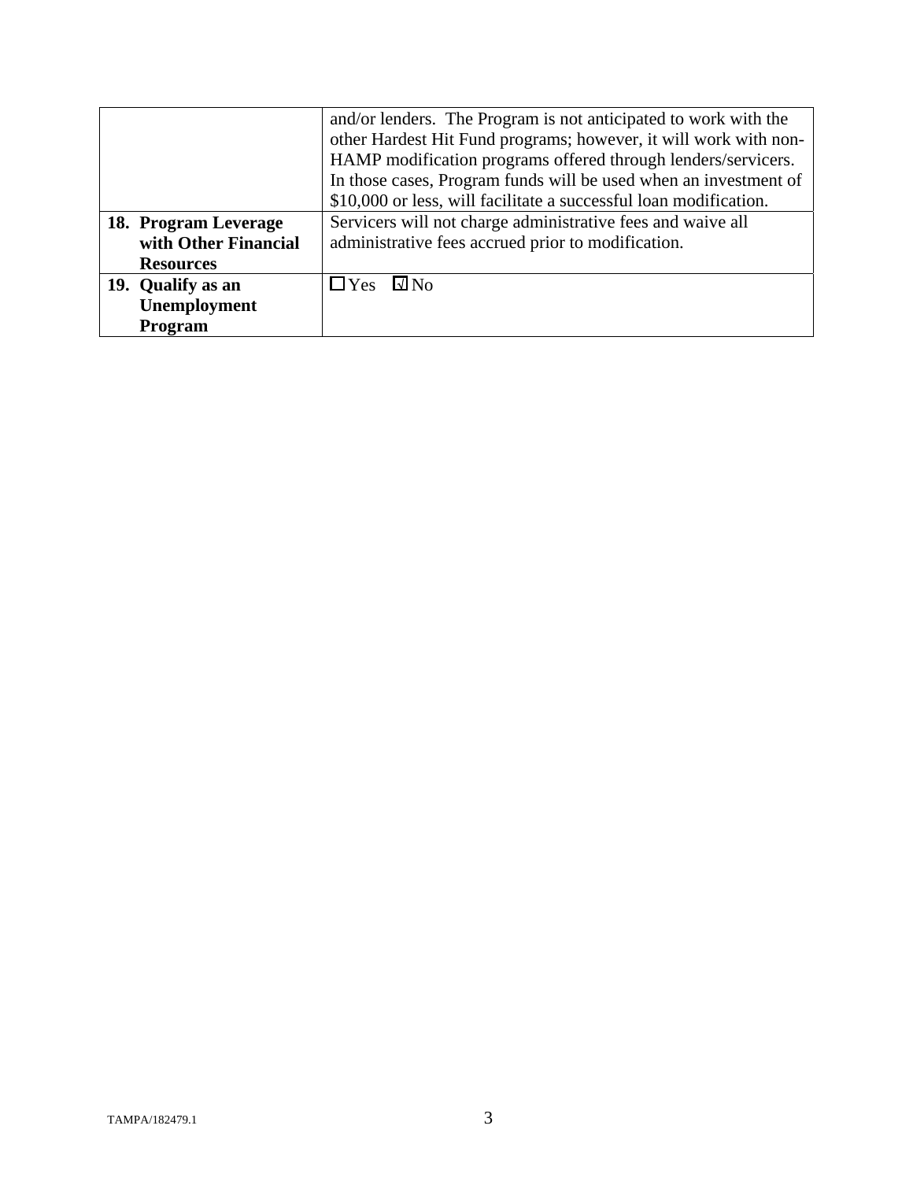| | |
|---|---|
| | and/or lenders. The Program is not anticipated to work with the other Hardest Hit Fund programs; however, it will work with non-HAMP modification programs offered through lenders/servicers. In those cases, Program funds will be used when an investment of $10,000 or less, will facilitate a successful loan modification. |
| **18. Program Leverage with Other Financial Resources** | Servicers will not charge administrative fees and waive all administrative fees accrued prior to modification. |
| **19. Qualify as an Unemployment Program** | ☐ Yes ☑ No |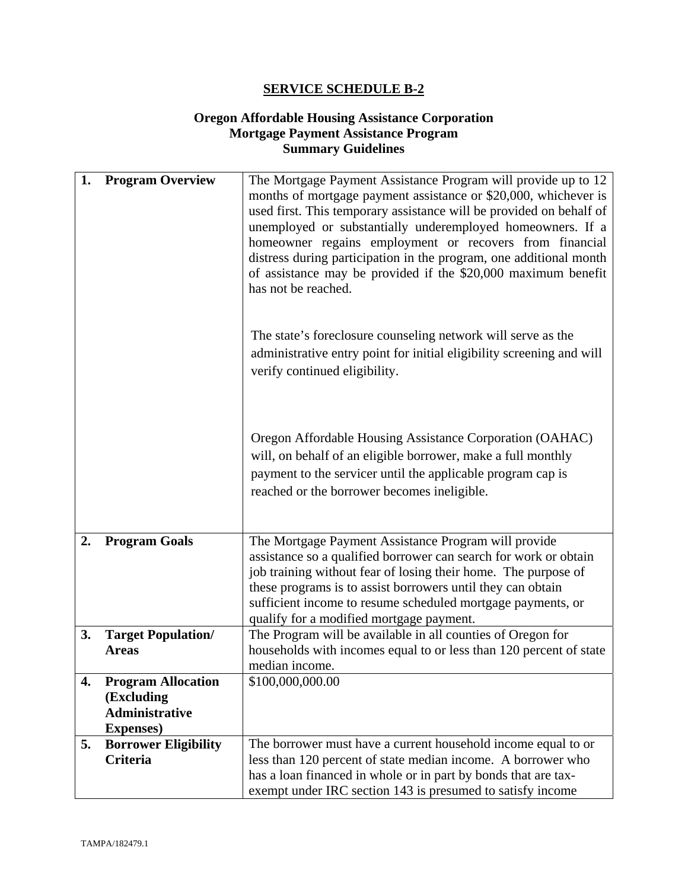# SERVICE SCHEDULE B-2

## Oregon Affordable Housing Assistance Corporation
## Mortgage Payment Assistance Program
## Summary Guidelines

| | |
|---|---|
| **1. Program Overview** | The Mortgage Payment Assistance Program will provide up to 12 months of mortgage payment assistance or $20,000, whichever is used first. This temporary assistance will be provided on behalf of unemployed or substantially underemployed homeowners. If a homeowner regains employment or recovers from financial distress during participation in the program, one additional month of assistance may be provided if the $20,000 maximum benefit has not be reached.<br><br>The state's foreclosure counseling network will serve as the administrative entry point for initial eligibility screening and will verify continued eligibility.<br><br>Oregon Affordable Housing Assistance Corporation (OAHAC) will, on behalf of an eligible borrower, make a full monthly payment to the servicer until the applicable program cap is reached or the borrower becomes ineligible. |
| **2. Program Goals** | The Mortgage Payment Assistance Program will provide assistance so a qualified borrower can search for work or obtain job training without fear of losing their home. The purpose of these programs is to assist borrowers until they can obtain sufficient income to resume scheduled mortgage payments, or qualify for a modified mortgage payment. |
| **3. Target Population/ Areas** | The Program will be available in all counties of Oregon for households with incomes equal to or less than 120 percent of state median income. |
| **4. Program Allocation (Excluding Administrative Expenses)** | $100,000,000.00 |
| **5. Borrower Eligibility Criteria** | The borrower must have a current household income equal to or less than 120 percent of state median income. A borrower who has a loan financed in whole or in part by bonds that are tax-exempt under IRC section 143 is presumed to satisfy income |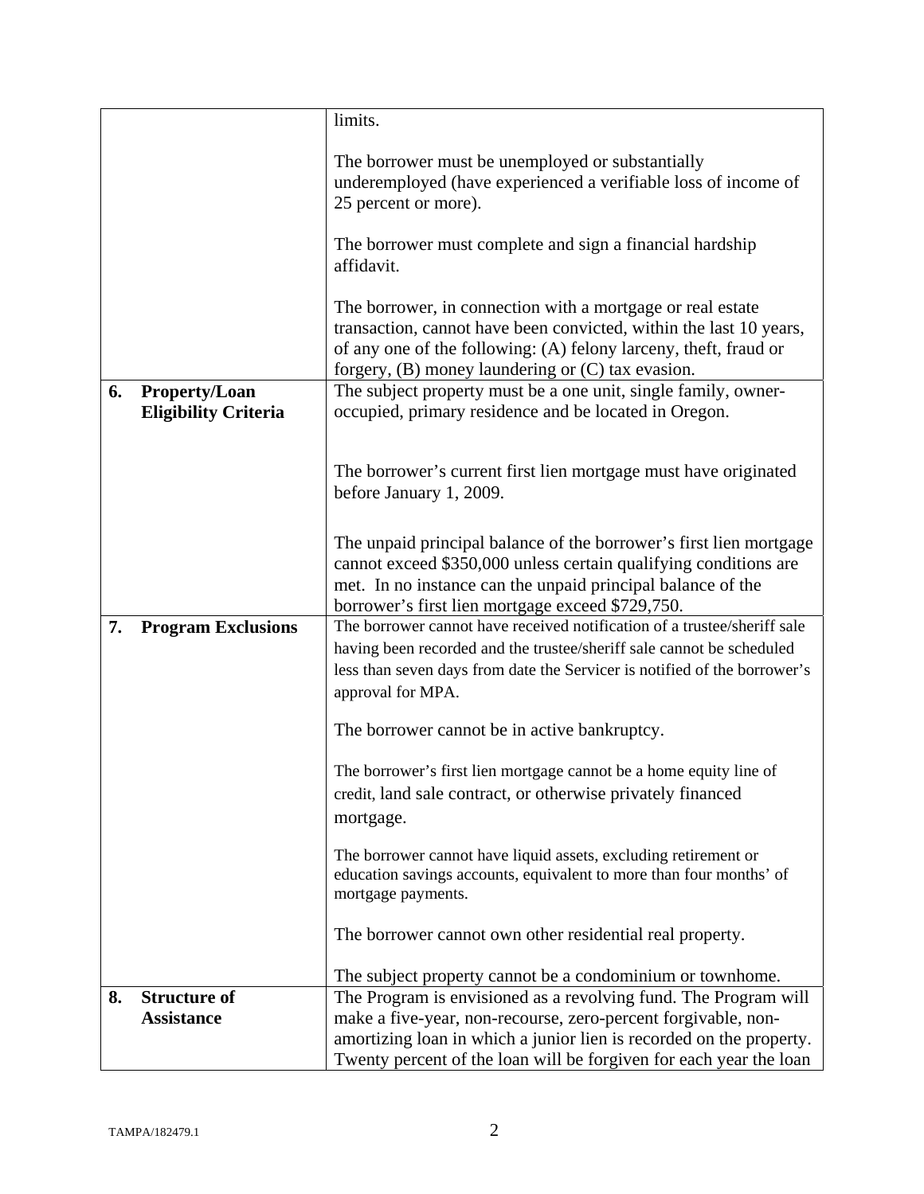| | |
|---|---|
| | limits.<br><br>The borrower must be unemployed or substantially underemployed (have experienced a verifiable loss of income of 25 percent or more).<br><br>The borrower must complete and sign a financial hardship affidavit.<br><br>The borrower, in connection with a mortgage or real estate transaction, cannot have been convicted, within the last 10 years, of any one of the following: (A) felony larceny, theft, fraud or forgery, (B) money laundering or (C) tax evasion. |
| **6. Property/Loan Eligibility Criteria** | The subject property must be a one unit, single family, owner-occupied, primary residence and be located in Oregon.<br><br>The borrower's current first lien mortgage must have originated before January 1, 2009.<br><br>The unpaid principal balance of the borrower's first lien mortgage cannot exceed $350,000 unless certain qualifying conditions are met. In no instance can the unpaid principal balance of the borrower's first lien mortgage exceed $729,750. |
| **7. Program Exclusions** | The borrower cannot have received notification of a trustee/sheriff sale having been recorded and the trustee/sheriff sale cannot be scheduled less than seven days from date the Servicer is notified of the borrower's approval for MPA.<br><br>The borrower cannot be in active bankruptcy.<br><br>The borrower's first lien mortgage cannot be a home equity line of credit, land sale contract, or otherwise privately financed mortgage.<br><br>The borrower cannot have liquid assets, excluding retirement or education savings accounts, equivalent to more than four months' of mortgage payments.<br><br>The borrower cannot own other residential real property.<br><br>The subject property cannot be a condominium or townhome. |
| **8. Structure of Assistance** | The Program is envisioned as a revolving fund. The Program will make a five-year, non-recourse, zero-percent forgivable, non-amortizing loan in which a junior lien is recorded on the property. Twenty percent of the loan will be forgiven for each year the loan |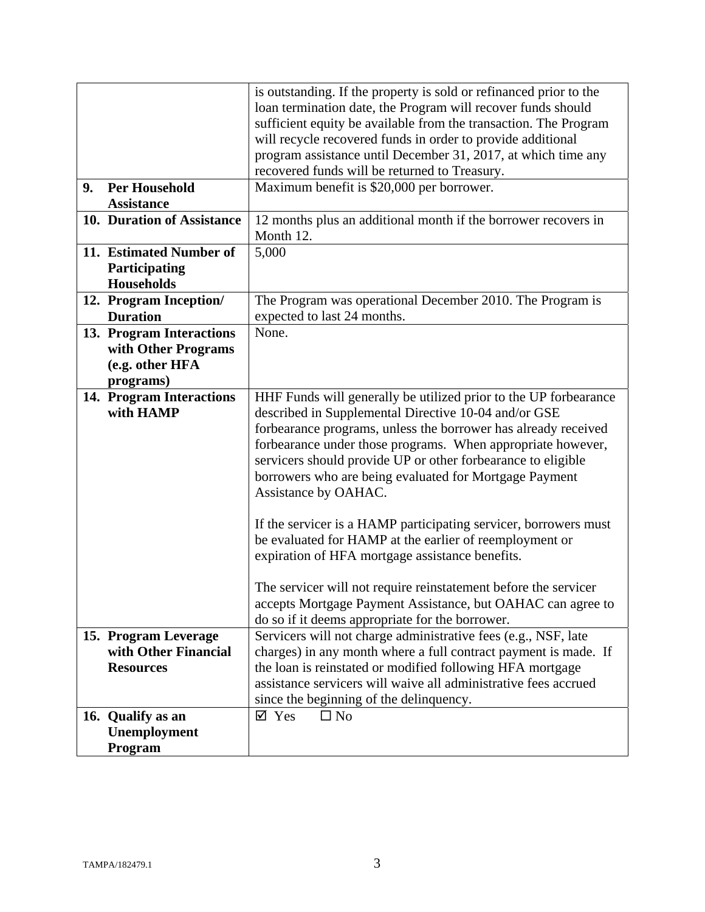| | |
|---|---|
| | is outstanding. If the property is sold or refinanced prior to the loan termination date, the Program will recover funds should sufficient equity be available from the transaction. The Program will recycle recovered funds in order to provide additional program assistance until December 31, 2017, at which time any recovered funds will be returned to Treasury. |
| **9. Per Household Assistance** | Maximum benefit is $20,000 per borrower. |
| **10. Duration of Assistance** | 12 months plus an additional month if the borrower recovers in Month 12. |
| **11. Estimated Number of Participating Households** | 5,000 |
| **12. Program Inception/ Duration** | The Program was operational December 2010. The Program is expected to last 24 months. |
| **13. Program Interactions with Other Programs (e.g. other HFA programs)** | None. |
| **14. Program Interactions with HAMP** | HHF Funds will generally be utilized prior to the UP forbearance described in Supplemental Directive 10-04 and/or GSE forbearance programs, unless the borrower has already received forbearance under those programs. When appropriate however, servicers should provide UP or other forbearance to eligible borrowers who are being evaluated for Mortgage Payment Assistance by OAHAC.<br><br>If the servicer is a HAMP participating servicer, borrowers must be evaluated for HAMP at the earlier of reemployment or expiration of HFA mortgage assistance benefits.<br><br>The servicer will not require reinstatement before the servicer accepts Mortgage Payment Assistance, but OAHAC can agree to do so if it deems appropriate for the borrower. |
| **15. Program Leverage with Other Financial Resources** | Servicers will not charge administrative fees (e.g., NSF, late charges) in any month where a full contract payment is made. If the loan is reinstated or modified following HFA mortgage assistance servicers will waive all administrative fees accrued since the beginning of the delinquency. |
| **16. Qualify as an Unemployment Program** | ☑ Yes ☐ No |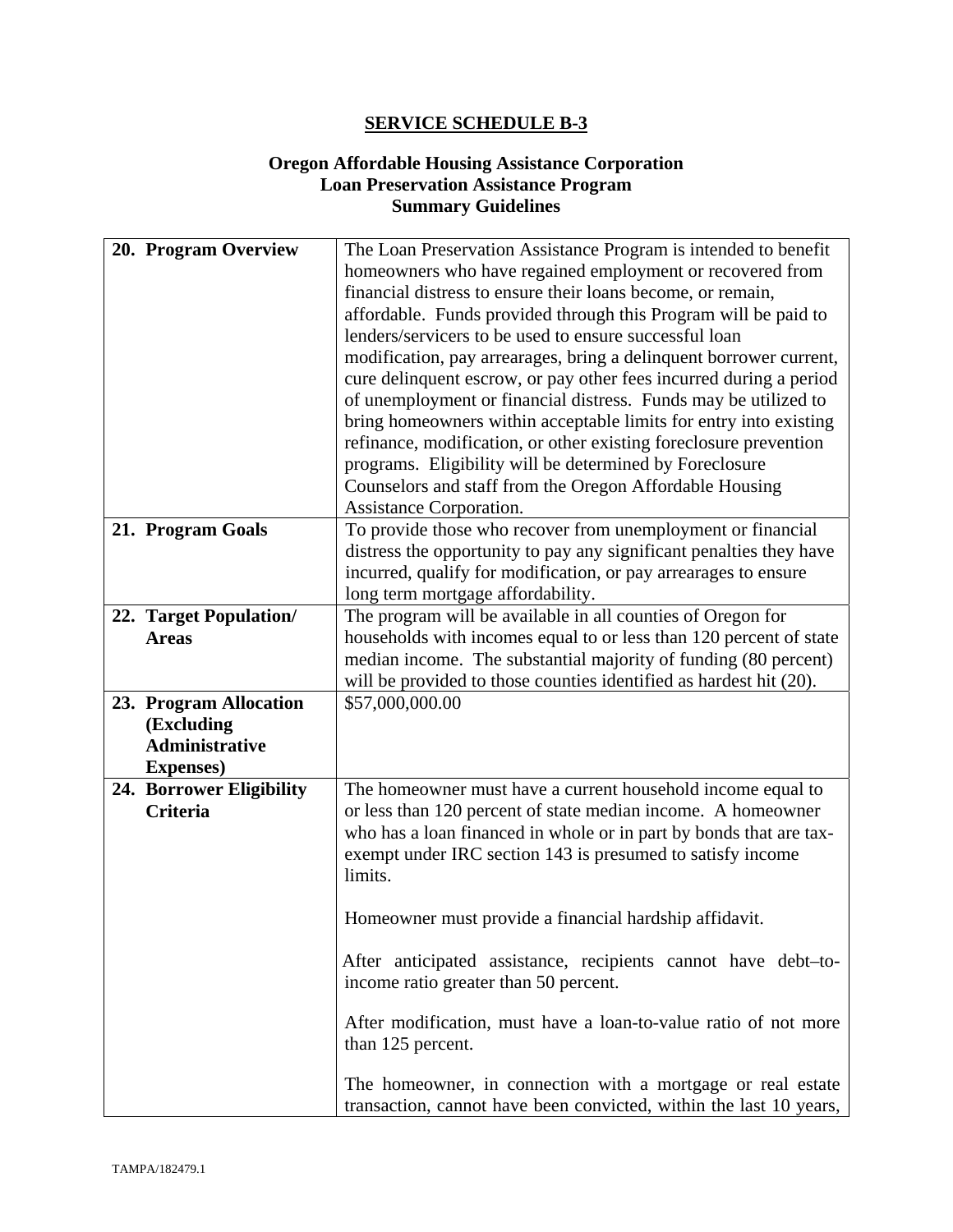# SERVICE SCHEDULE B-3

## Oregon Affordable Housing Assistance Corporation
## Loan Preservation Assistance Program
## Summary Guidelines

| | |
|---|---|
| **20. Program Overview** | The Loan Preservation Assistance Program is intended to benefit homeowners who have regained employment or recovered from financial distress to ensure their loans become, or remain, affordable. Funds provided through this Program will be paid to lenders/servicers to be used to ensure successful loan modification, pay arrearages, bring a delinquent borrower current, cure delinquent escrow, or pay other fees incurred during a period of unemployment or financial distress. Funds may be utilized to bring homeowners within acceptable limits for entry into existing refinance, modification, or other existing foreclosure prevention programs. Eligibility will be determined by Foreclosure Counselors and staff from the Oregon Affordable Housing Assistance Corporation. |
| **21. Program Goals** | To provide those who recover from unemployment or financial distress the opportunity to pay any significant penalties they have incurred, qualify for modification, or pay arrearages to ensure long term mortgage affordability. |
| **22. Target Population/ Areas** | The program will be available in all counties of Oregon for households with incomes equal to or less than 120 percent of state median income. The substantial majority of funding (80 percent) will be provided to those counties identified as hardest hit (20). |
| **23. Program Allocation (Excluding Administrative Expenses)** | \$57,000,000.00 |
| **24. Borrower Eligibility Criteria** | The homeowner must have a current household income equal to or less than 120 percent of state median income. A homeowner who has a loan financed in whole or in part by bonds that are tax-exempt under IRC section 143 is presumed to satisfy income limits.<br><br>Homeowner must provide a financial hardship affidavit.<br><br>After anticipated assistance, recipients cannot have debt–to-income ratio greater than 50 percent.<br><br>After modification, must have a loan-to-value ratio of not more than 125 percent.<br><br>The homeowner, in connection with a mortgage or real estate transaction, cannot have been convicted, within the last 10 years, |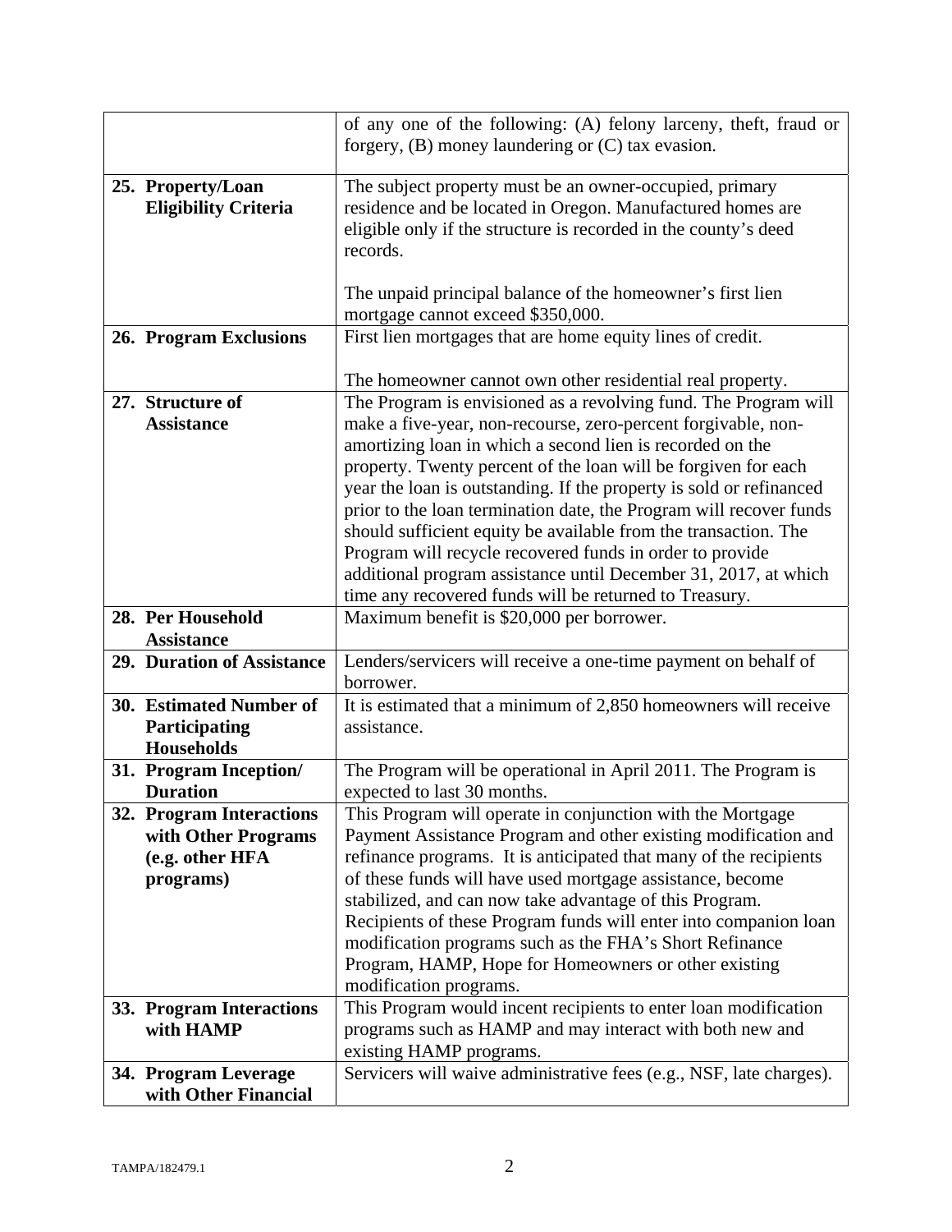| | |
|---|---|
| | of any one of the following: (A) felony larceny, theft, fraud or forgery, (B) money laundering or (C) tax evasion. |
| **25. Property/Loan Eligibility Criteria** | The subject property must be an owner-occupied, primary residence and be located in Oregon. Manufactured homes are eligible only if the structure is recorded in the county's deed records.<br><br>The unpaid principal balance of the homeowner's first lien mortgage cannot exceed $350,000. |
| **26. Program Exclusions** | First lien mortgages that are home equity lines of credit.<br><br>The homeowner cannot own other residential real property. |
| **27. Structure of Assistance** | The Program is envisioned as a revolving fund. The Program will make a five-year, non-recourse, zero-percent forgivable, non-amortizing loan in which a second lien is recorded on the property. Twenty percent of the loan will be forgiven for each year the loan is outstanding. If the property is sold or refinanced prior to the loan termination date, the Program will recover funds should sufficient equity be available from the transaction. The Program will recycle recovered funds in order to provide additional program assistance until December 31, 2017, at which time any recovered funds will be returned to Treasury. |
| **28. Per Household Assistance** | Maximum benefit is $20,000 per borrower. |
| **29. Duration of Assistance** | Lenders/servicers will receive a one-time payment on behalf of borrower. |
| **30. Estimated Number of Participating Households** | It is estimated that a minimum of 2,850 homeowners will receive assistance. |
| **31. Program Inception/ Duration** | The Program will be operational in April 2011. The Program is expected to last 30 months. |
| **32. Program Interactions with Other Programs (e.g. other HFA programs)** | This Program will operate in conjunction with the Mortgage Payment Assistance Program and other existing modification and refinance programs. It is anticipated that many of the recipients of these funds will have used mortgage assistance, become stabilized, and can now take advantage of this Program. Recipients of these Program funds will enter into companion loan modification programs such as the FHA's Short Refinance Program, HAMP, Hope for Homeowners or other existing modification programs. |
| **33. Program Interactions with HAMP** | This Program would incent recipients to enter loan modification programs such as HAMP and may interact with both new and existing HAMP programs. |
| **34. Program Leverage with Other Financial** | Servicers will waive administrative fees (e.g., NSF, late charges). |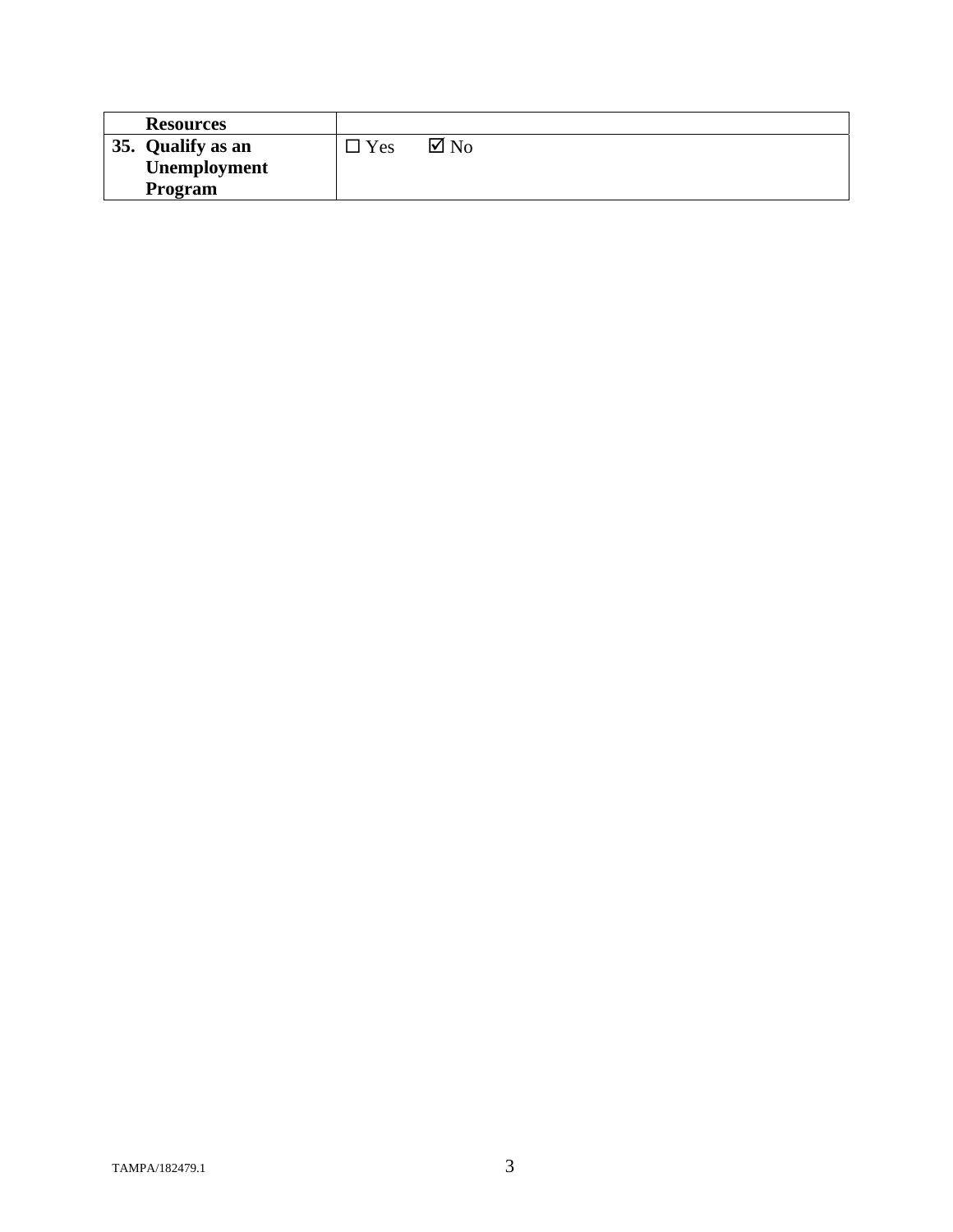| **Resources** | |
|---|---|
| **35. Qualify as an Unemployment Program** | ☐ Yes ☑ No |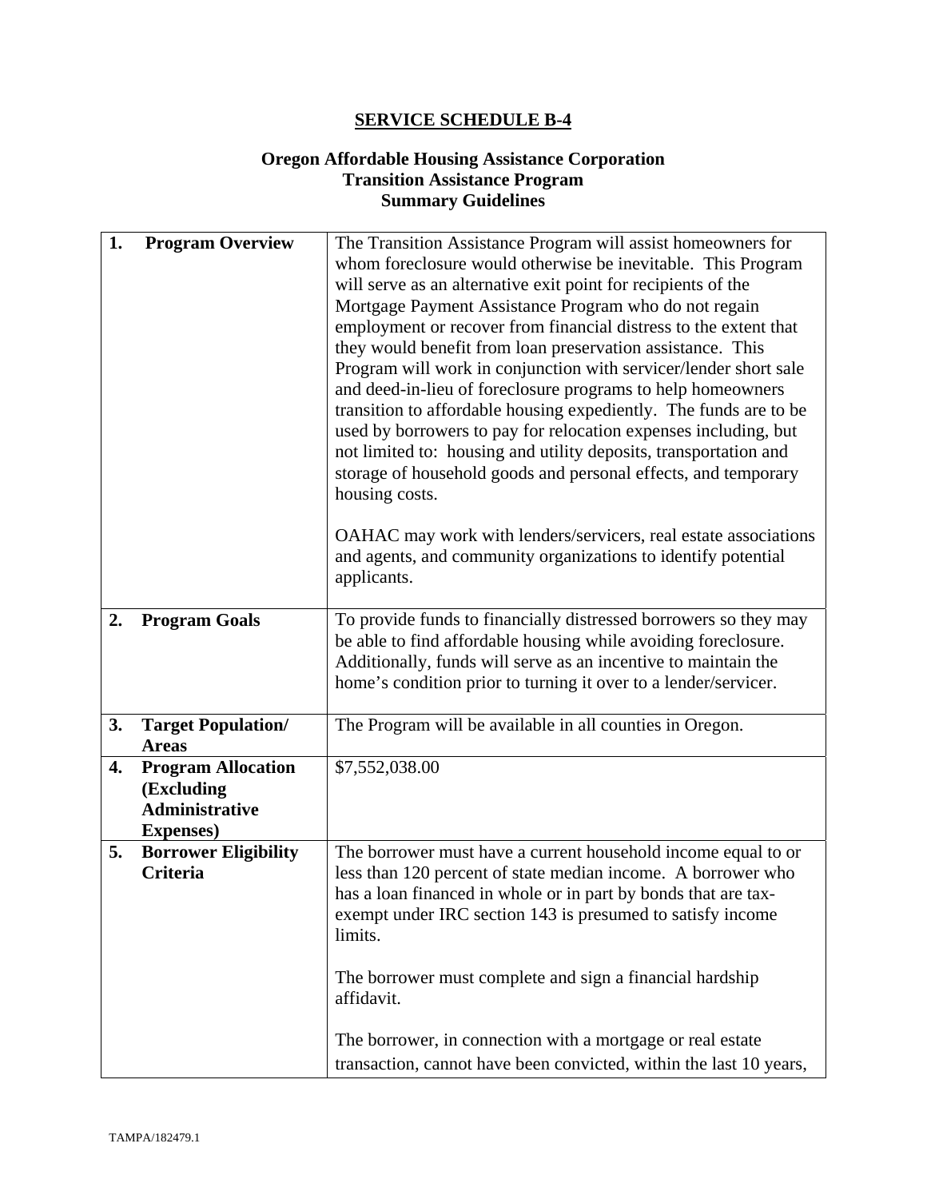## SERVICE SCHEDULE B-4

**Oregon Affordable Housing Assistance Corporation**
**Transition Assistance Program**
**Summary Guidelines**

| | |
|---|---|
| **1. Program Overview** | The Transition Assistance Program will assist homeowners for whom foreclosure would otherwise be inevitable. This Program will serve as an alternative exit point for recipients of the Mortgage Payment Assistance Program who do not regain employment or recover from financial distress to the extent that they would benefit from loan preservation assistance. This Program will work in conjunction with servicer/lender short sale and deed-in-lieu of foreclosure programs to help homeowners transition to affordable housing expediently. The funds are to be used by borrowers to pay for relocation expenses including, but not limited to: housing and utility deposits, transportation and storage of household goods and personal effects, and temporary housing costs.<br><br>OAHAC may work with lenders/servicers, real estate associations and agents, and community organizations to identify potential applicants. |
| **2. Program Goals** | To provide funds to financially distressed borrowers so they may be able to find affordable housing while avoiding foreclosure. Additionally, funds will serve as an incentive to maintain the home's condition prior to turning it over to a lender/servicer. |
| **3. Target Population/ Areas** | The Program will be available in all counties in Oregon. |
| **4. Program Allocation (Excluding Administrative Expenses)** | $7,552,038.00 |
| **5. Borrower Eligibility Criteria** | The borrower must have a current household income equal to or less than 120 percent of state median income. A borrower who has a loan financed in whole or in part by bonds that are tax-exempt under IRC section 143 is presumed to satisfy income limits.<br><br>The borrower must complete and sign a financial hardship affidavit.<br><br>The borrower, in connection with a mortgage or real estate transaction, cannot have been convicted, within the last 10 years, |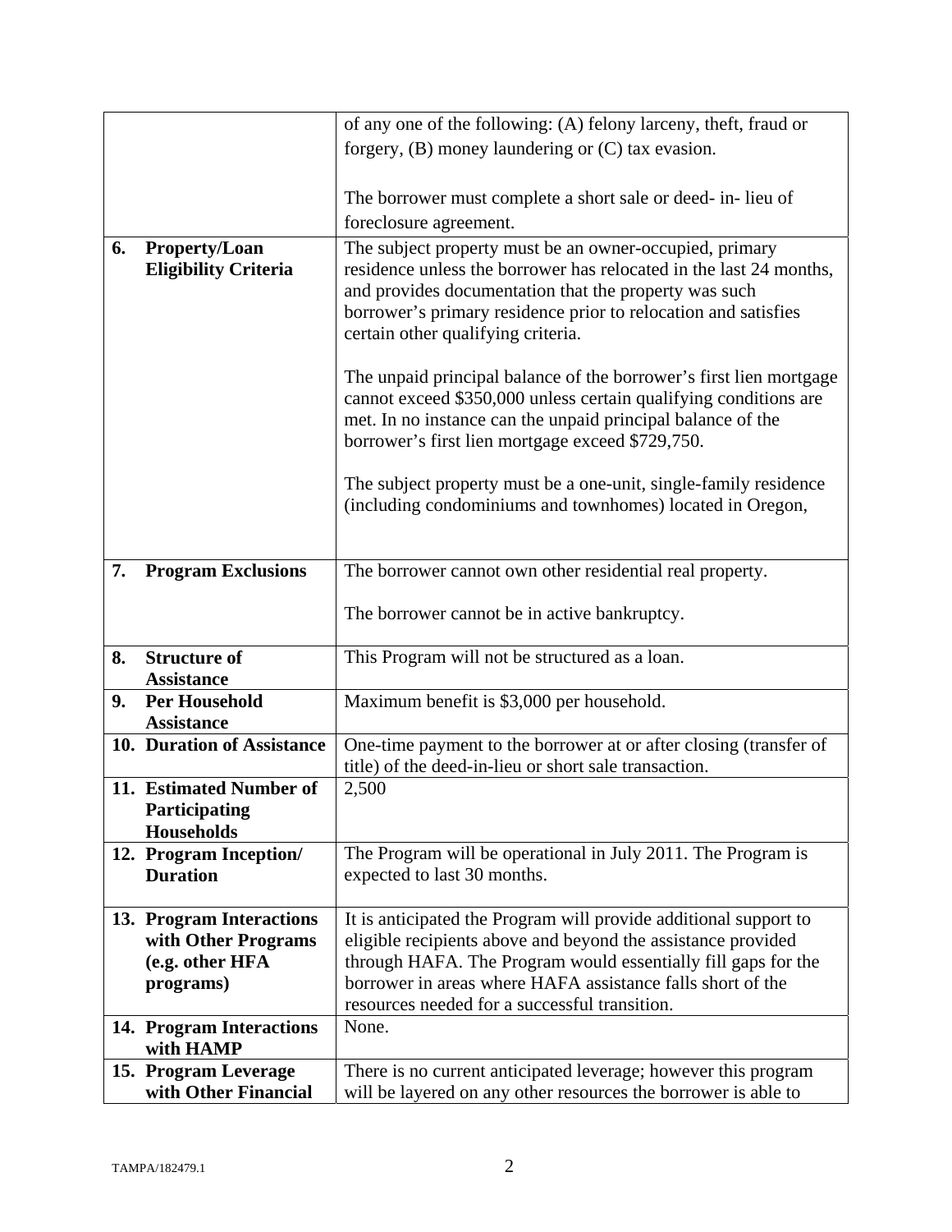| | |
|---|---|
| | of any one of the following: (A) felony larceny, theft, fraud or forgery, (B) money laundering or (C) tax evasion.<br><br>The borrower must complete a short sale or deed- in- lieu of foreclosure agreement. |
| **6. Property/Loan Eligibility Criteria** | The subject property must be an owner-occupied, primary residence unless the borrower has relocated in the last 24 months, and provides documentation that the property was such borrower's primary residence prior to relocation and satisfies certain other qualifying criteria.<br><br>The unpaid principal balance of the borrower's first lien mortgage cannot exceed \$350,000 unless certain qualifying conditions are met. In no instance can the unpaid principal balance of the borrower's first lien mortgage exceed \$729,750.<br><br>The subject property must be a one-unit, single-family residence (including condominiums and townhomes) located in Oregon, |
| **7. Program Exclusions** | The borrower cannot own other residential real property.<br><br>The borrower cannot be in active bankruptcy. |
| **8. Structure of Assistance** | This Program will not be structured as a loan. |
| **9. Per Household Assistance** | Maximum benefit is \$3,000 per household. |
| **10. Duration of Assistance** | One-time payment to the borrower at or after closing (transfer of title) of the deed-in-lieu or short sale transaction. |
| **11. Estimated Number of Participating Households** | 2,500 |
| **12. Program Inception/ Duration** | The Program will be operational in July 2011. The Program is expected to last 30 months. |
| **13. Program Interactions with Other Programs (e.g. other HFA programs)** | It is anticipated the Program will provide additional support to eligible recipients above and beyond the assistance provided through HAFA. The Program would essentially fill gaps for the borrower in areas where HAFA assistance falls short of the resources needed for a successful transition. |
| **14. Program Interactions with HAMP** | None. |
| **15. Program Leverage with Other Financial** | There is no current anticipated leverage; however this program will be layered on any other resources the borrower is able to |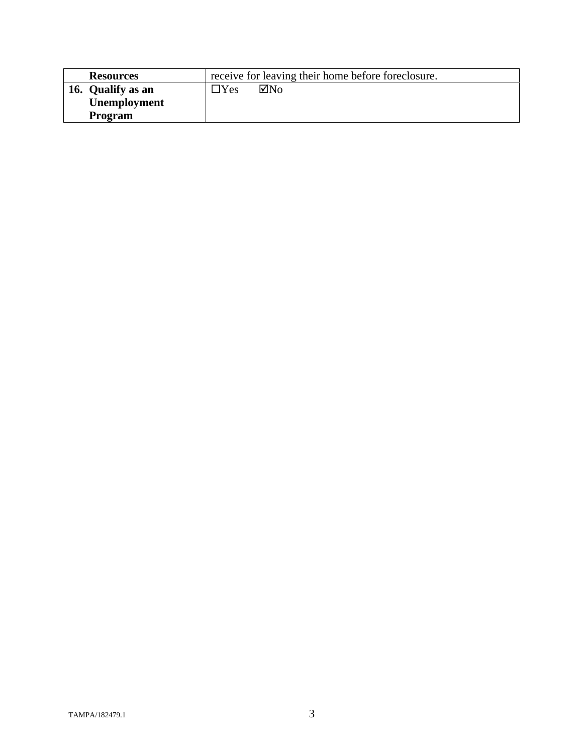| | |
|---|---|
| **Resources** | receive for leaving their home before foreclosure. |
| **16. Qualify as an Unemployment Program** | ☐Yes ☑No |

TAMPA/182479.1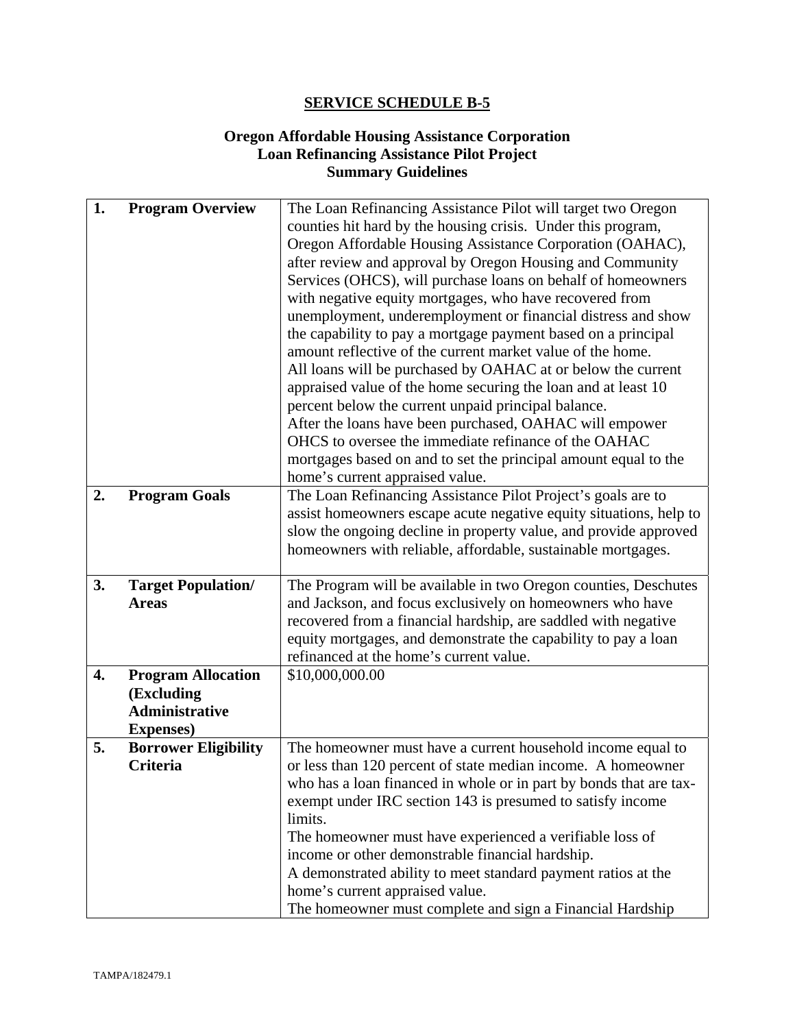## SERVICE SCHEDULE B-5

### Oregon Affordable Housing Assistance Corporation
### Loan Refinancing Assistance Pilot Project
### Summary Guidelines

| | | |
|---|---|---|
| **1.** | **Program Overview** | The Loan Refinancing Assistance Pilot will target two Oregon counties hit hard by the housing crisis. Under this program, Oregon Affordable Housing Assistance Corporation (OAHAC), after review and approval by Oregon Housing and Community Services (OHCS), will purchase loans on behalf of homeowners with negative equity mortgages, who have recovered from unemployment, underemployment or financial distress and show the capability to pay a mortgage payment based on a principal amount reflective of the current market value of the home.<br>All loans will be purchased by OAHAC at or below the current appraised value of the home securing the loan and at least 10 percent below the current unpaid principal balance.<br>After the loans have been purchased, OAHAC will empower OHCS to oversee the immediate refinance of the OAHAC mortgages based on and to set the principal amount equal to the home's current appraised value. |
| **2.** | **Program Goals** | The Loan Refinancing Assistance Pilot Project's goals are to assist homeowners escape acute negative equity situations, help to slow the ongoing decline in property value, and provide approved homeowners with reliable, affordable, sustainable mortgages. |
| **3.** | **Target Population/ Areas** | The Program will be available in two Oregon counties, Deschutes and Jackson, and focus exclusively on homeowners who have recovered from a financial hardship, are saddled with negative equity mortgages, and demonstrate the capability to pay a loan refinanced at the home's current value. |
| **4.** | **Program Allocation (Excluding Administrative Expenses)** | $10,000,000.00 |
| **5.** | **Borrower Eligibility Criteria** | The homeowner must have a current household income equal to or less than 120 percent of state median income. A homeowner who has a loan financed in whole or in part by bonds that are tax-exempt under IRC section 143 is presumed to satisfy income limits.<br>The homeowner must have experienced a verifiable loss of income or other demonstrable financial hardship.<br>A demonstrated ability to meet standard payment ratios at the home's current appraised value.<br>The homeowner must complete and sign a Financial Hardship |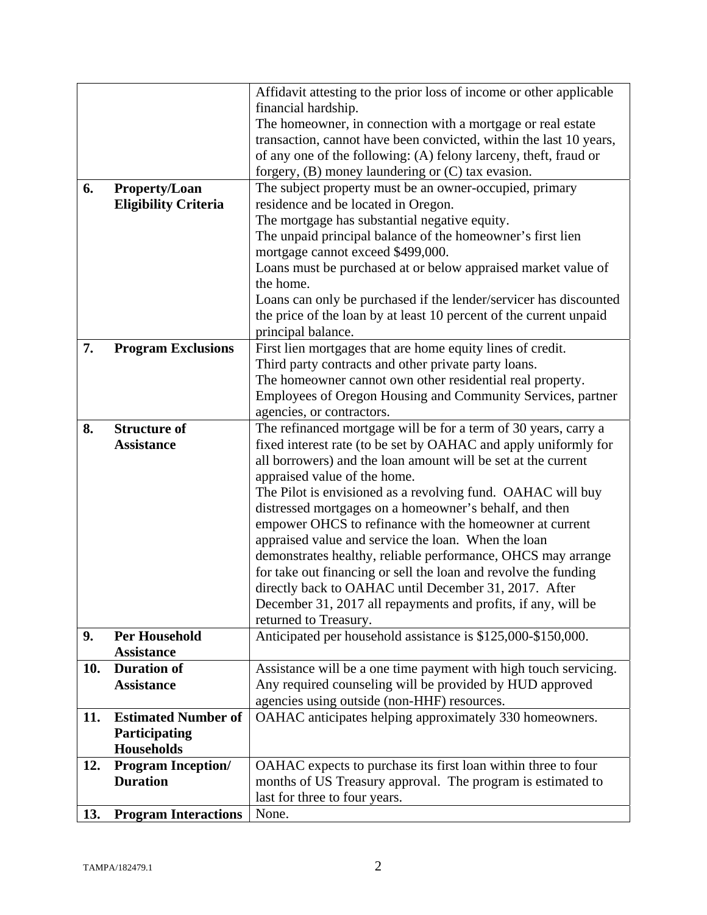| | | |
|---|---|---|
| | | Affidavit attesting to the prior loss of income or other applicable financial hardship.<br>The homeowner, in connection with a mortgage or real estate transaction, cannot have been convicted, within the last 10 years, of any one of the following: (A) felony larceny, theft, fraud or forgery, (B) money laundering or (C) tax evasion. |
| **6.** | **Property/Loan Eligibility Criteria** | The subject property must be an owner-occupied, primary residence and be located in Oregon.<br>The mortgage has substantial negative equity.<br>The unpaid principal balance of the homeowner's first lien mortgage cannot exceed $499,000.<br>Loans must be purchased at or below appraised market value of the home.<br>Loans can only be purchased if the lender/servicer has discounted the price of the loan by at least 10 percent of the current unpaid principal balance. |
| **7.** | **Program Exclusions** | First lien mortgages that are home equity lines of credit.<br>Third party contracts and other private party loans.<br>The homeowner cannot own other residential real property.<br>Employees of Oregon Housing and Community Services, partner agencies, or contractors. |
| **8.** | **Structure of Assistance** | The refinanced mortgage will be for a term of 30 years, carry a fixed interest rate (to be set by OAHAC and apply uniformly for all borrowers) and the loan amount will be set at the current appraised value of the home.<br>The Pilot is envisioned as a revolving fund. OAHAC will buy distressed mortgages on a homeowner's behalf, and then empower OHCS to refinance with the homeowner at current appraised value and service the loan. When the loan demonstrates healthy, reliable performance, OHCS may arrange for take out financing or sell the loan and revolve the funding directly back to OAHAC until December 31, 2017. After December 31, 2017 all repayments and profits, if any, will be returned to Treasury. |
| **9.** | **Per Household Assistance** | Anticipated per household assistance is $125,000-$150,000. |
| **10.** | **Duration of Assistance** | Assistance will be a one time payment with high touch servicing. Any required counseling will be provided by HUD approved agencies using outside (non-HHF) resources. |
| **11.** | **Estimated Number of Participating Households** | OAHAC anticipates helping approximately 330 homeowners. |
| **12.** | **Program Inception/ Duration** | OAHAC expects to purchase its first loan within three to four months of US Treasury approval. The program is estimated to last for three to four years. |
| **13.** | **Program Interactions** | None. |

TAMPA/182479.1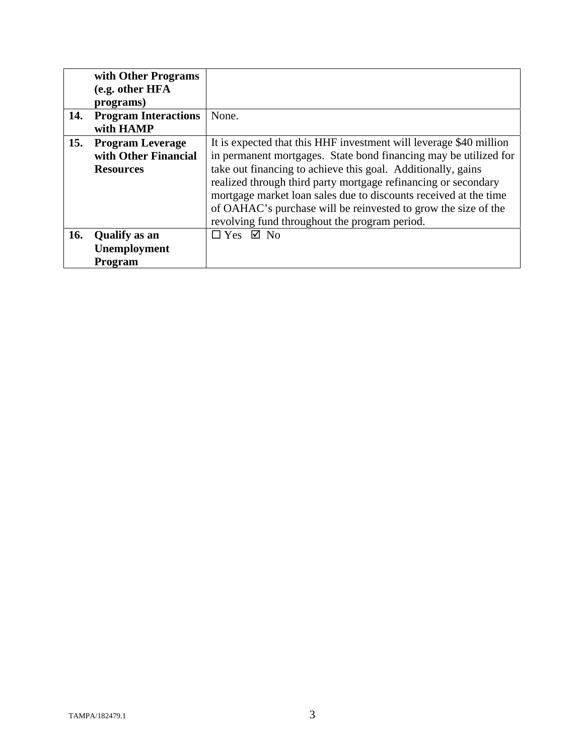| | | |
|---|---|---|
| | **with Other Programs (e.g. other HFA programs)** | |
| **14.** | **Program Interactions with HAMP** | None. |
| **15.** | **Program Leverage with Other Financial Resources** | It is expected that this HHF investment will leverage $40 million in permanent mortgages. State bond financing may be utilized for take out financing to achieve this goal. Additionally, gains realized through third party mortgage refinancing or secondary mortgage market loan sales due to discounts received at the time of OAHAC's purchase will be reinvested to grow the size of the revolving fund throughout the program period. |
| **16.** | **Qualify as an Unemployment Program** | ☐ Yes ☑ No |

TAMPA/182479.1